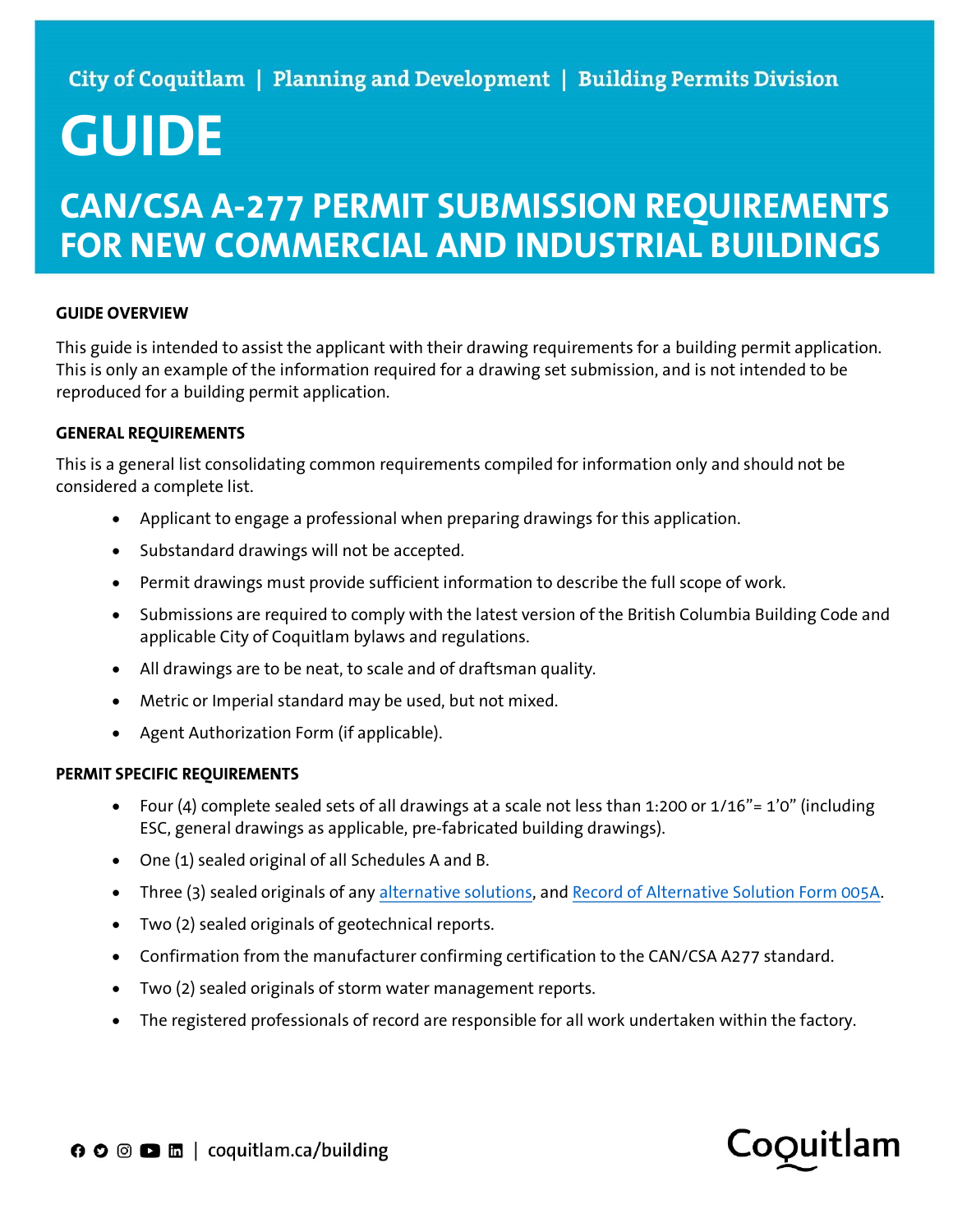City of Coquitlam | Planning and Development | Building Permits Division

# GUIDE

## CAN/CSA A-277 PERMIT SUBMISSION REQUIREMENTS FOR NEW COMMERCIAL AND INDUSTRIAL BUILDINGS

### GUIDE OVERVIEW

This guide is intended to assist the applicant with their drawing requirements for a building permit application. This is only an example of the information required for a drawing set submission, and is not intended to be reproduced for a building permit application.

### GENERAL REQUIREMENTS

This is a general list consolidating common requirements compiled for information only and should not be considered a complete list.

- Applicant to engage a professional when preparing drawings for this application.
- Substandard drawings will not be accepted.
- Permit drawings must provide sufficient information to describe the full scope of work.
- Submissions are required to comply with the latest version of the British Columbia Building Code and applicable City of Coquitlam bylaws and regulations.
- All drawings are to be neat, to scale and of draftsman quality.
- Metric or Imperial standard may be used, but not mixed.
- Agent Authorization Form (if applicable).

### PERMIT SPECIFIC REQUIREMENTS

- Four (4) complete sealed sets of all drawings at a scale not less than 1:200 or 1/16"= 1'0" (including ESC, general drawings as applicable, pre-fabricated building drawings).
- One (1) sealed original of all Schedules A and B.
- Three (3) sealed originals of any alternative solutions, and Record of Alternative Solution Form 005A.
- Two (2) sealed originals of geotechnical reports.
- Confirmation from the manufacturer confirming certification to the CAN/CSA A277 standard.
- Two (2) sealed originals of storm water management reports.
- The registered professionals of record are responsible for all work undertaken within the factory.

coquitlam.ca/building

Coquitlam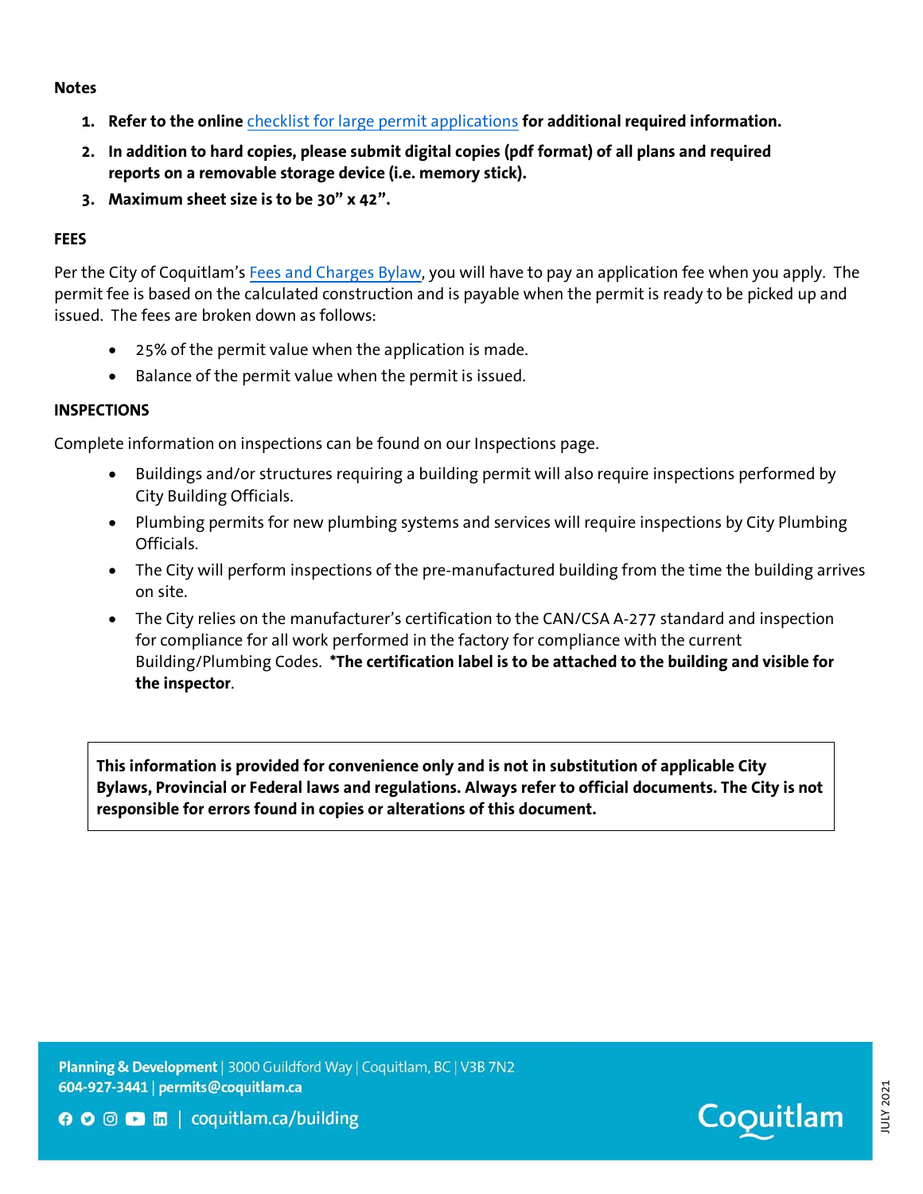**Notes**

1. **Refer to the online** checklist for large permit applications **for additional required information.**
2. **In addition to hard copies, please submit digital copies (pdf format) of all plans and required reports on a removable storage device (i.e. memory stick).**
3. **Maximum sheet size is to be 30" x 42".**

## FEES

Per the City of Coquitlam's Fees and Charges Bylaw, you will have to pay an application fee when you apply. The permit fee is based on the calculated construction and is payable when the permit is ready to be picked up and issued. The fees are broken down as follows:

- 25% of the permit value when the application is made.
- Balance of the permit value when the permit is issued.

## INSPECTIONS

Complete information on inspections can be found on our Inspections page.

- Buildings and/or structures requiring a building permit will also require inspections performed by City Building Officials.
- Plumbing permits for new plumbing systems and services will require inspections by City Plumbing Officials.
- The City will perform inspections of the pre-manufactured building from the time the building arrives on site.
- The City relies on the manufacturer's certification to the CAN/CSA A-277 standard and inspection for compliance for all work performed in the factory for compliance with the current Building/Plumbing Codes. ***The certification label is to be attached to the building and visible for the inspector**.

**This information is provided for convenience only and is not in substitution of applicable City Bylaws, Provincial or Federal laws and regulations. Always refer to official documents. The City is not responsible for errors found in copies or alterations of this document.**

**Planning & Development** | 3000 Guildford Way | Coquitlam, BC | V3B 7N2
**604-927-3441** | **permits@coquitlam.ca**
coquitlam.ca/building

Coquitlam

JULY 2021